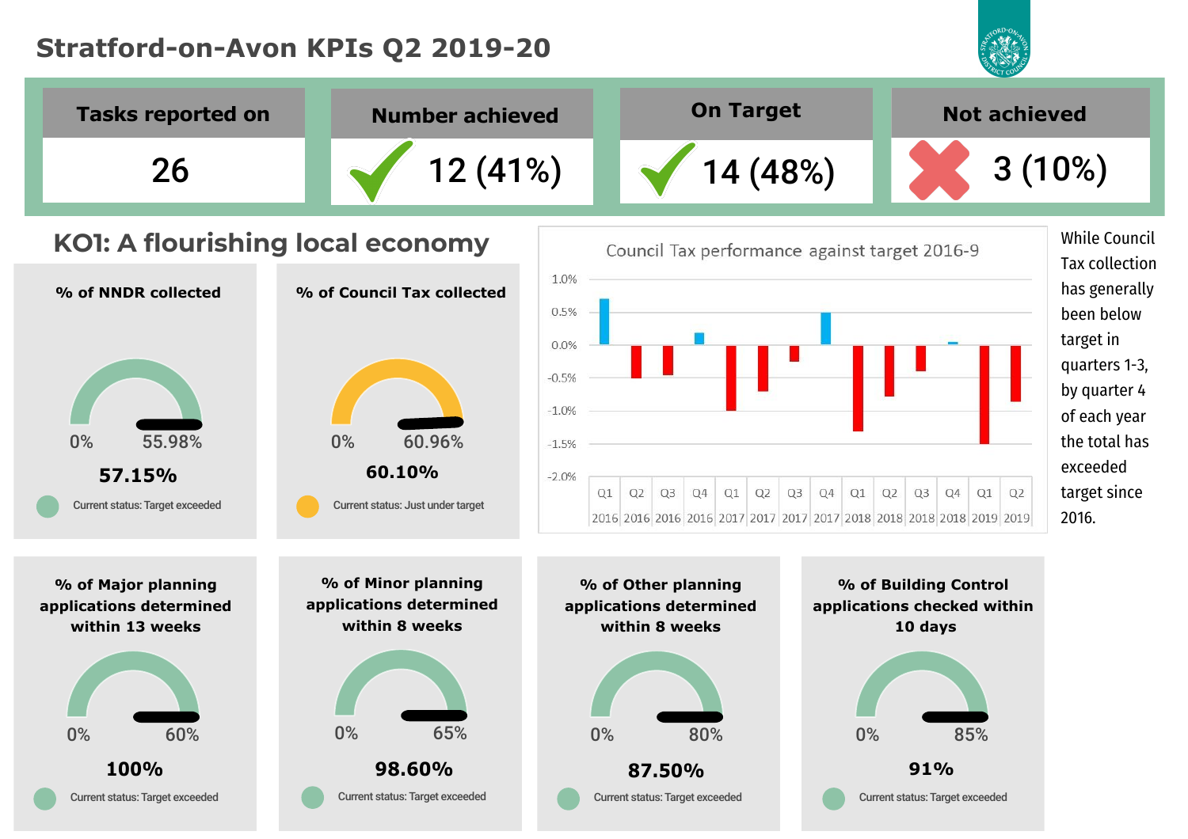# Stratford-on-Avon KPIs Q2 2019-20

| Tasks reported on | Number achieved | On Target | Not achieved |
| --- | --- | --- | --- |
| 26 | 12 (41%) | 14 (48%) | 3 (10%) |

## KO1: A flourishing local economy

**% of NNDR collected**

0% 55.98%

**57.15%**

Current status: Target exceeded

**% of Council Tax collected**

0% 60.96%

**60.10%**

Current status: Just under target

Council Tax performance against target 2016-9

1.0%
0.5%
0.0%
-0.5%
-1.0%
-1.5%
-2.0%

Q1 2016, Q2 2016, Q3 2016, Q4 2016, Q1 2017, Q2 2017, Q3 2017, Q4 2017, Q1 2018, Q2 2018, Q3 2018, Q4 2018, Q1 2019, Q2 2019

While Council Tax collection has generally been below target in quarters 1-3, by quarter 4 of each year the total has exceeded target since 2016.

**% of Major planning applications determined within 13 weeks**

0% 60%

**100%**

Current status: Target exceeded

**% of Minor planning applications determined within 8 weeks**

0% 65%

**98.60%**

Current status: Target exceeded

**% of Other planning applications determined within 8 weeks**

0% 80%

**87.50%**

Current status: Target exceeded

**% of Building Control applications checked within 10 days**

0% 85%

**91%**

Current status: Target exceeded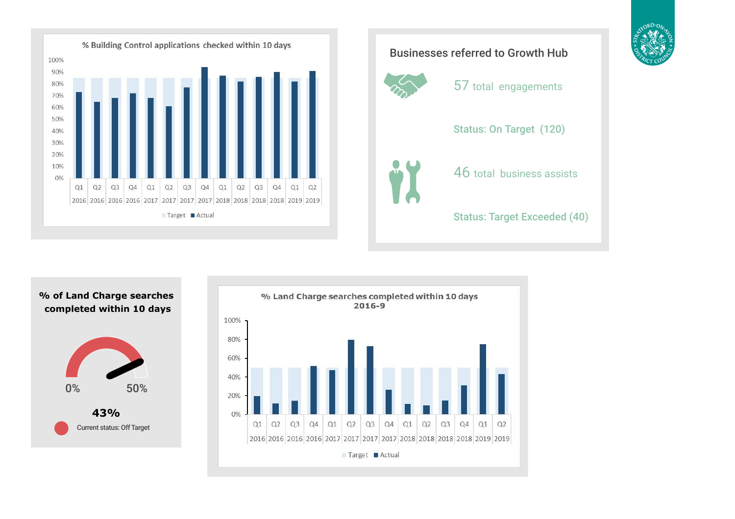% Building Control applications checked within 10 days

100%
90%
80%
70%
60%
50%
40%
30%
20%
10%
0%

Q1 2016 | Q2 2016 | Q3 2016 | Q4 2016 | Q1 2017 | Q2 2017 | Q3 2017 | Q4 2017 | Q1 2018 | Q2 2018 | Q3 2018 | Q4 2018 | Q1 2019 | Q2 2019

Target ■ Actual

## Businesses referred to Growth Hub

57 total engagements

Status: On Target (120)

46 total business assists

Status: Target Exceeded (40)

**% of Land Charge searches completed within 10 days**

0%
50%

**43%**

Current status: Off Target

% Land Charge searches completed within 10 days 2016-9

100%
80%
60%
40%
20%
0%

Q1 2016 | Q2 2016 | Q3 2016 | Q4 2016 | Q1 2017 | Q2 2017 | Q3 2017 | Q4 2017 | Q1 2018 | Q2 2018 | Q3 2018 | Q4 2018 | Q1 2019 | Q2 2019

Target ■ Actual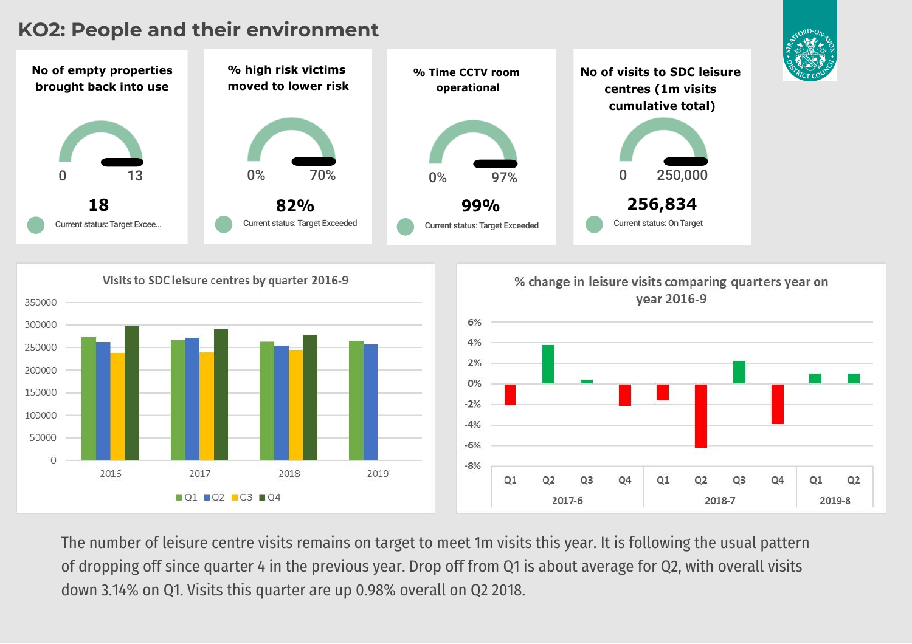# KO2: People and their environment

**No of empty properties brought back into use**

0 13

**18**

Current status: Target Excee...

**% high risk victims moved to lower risk**

0% 70%

**82%**

Current status: Target Exceeded

**% Time CCTV room operational**

0% 97%

**99%**

Current status: Target Exceeded

**No of visits to SDC leisure centres (1m visits cumulative total)**

0 250,000

**256,834**

Current status: On Target

Visits to SDC leisure centres by quarter 2016-9

350000
300000
250000
200000
150000
100000
50000
0

2016 2017 2018 2019

Q1 Q2 Q3 Q4

% change in leisure visits comparing quarters year on year 2016-9

6%
4%
2%
0%
-2%
-4%
-6%
-8%

Q1 Q2 Q3 Q4 Q1 Q2 Q3 Q4 Q1 Q2

2017-6 2018-7 2019-8

The number of leisure centre visits remains on target to meet 1m visits this year. It is following the usual pattern of dropping off since quarter 4 in the previous year. Drop off from Q1 is about average for Q2, with overall visits down 3.14% on Q1. Visits this quarter are up 0.98% overall on Q2 2018.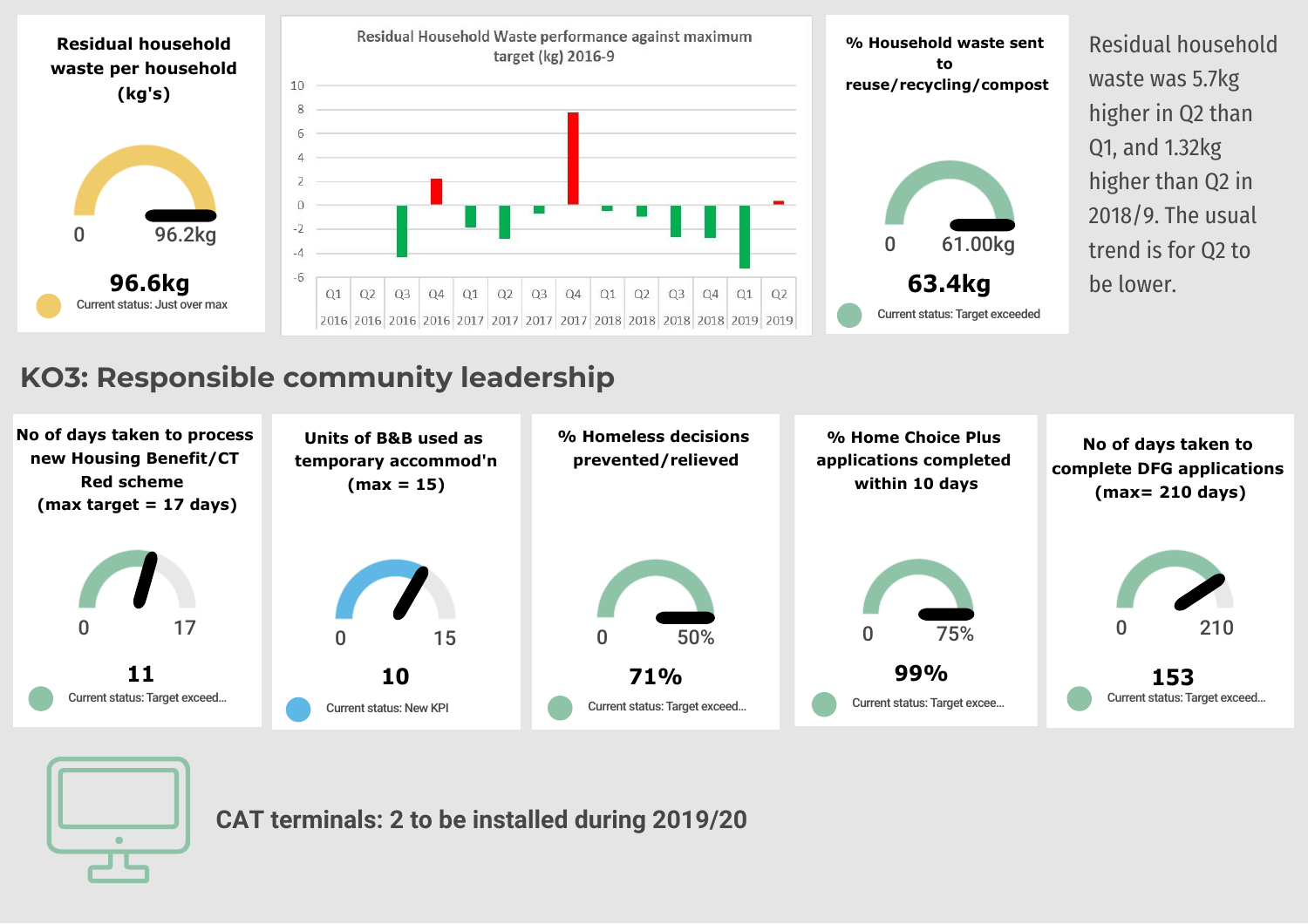**Residual household waste per household (kg's)**

0 96.2kg

**96.6kg**

Current status: Just over max

Residual Household Waste performance against maximum target (kg) 2016-9

10
8
6
4
2
0
-2
-4
-6

Q1 2016 Q2 2016 Q3 2016 Q4 2016 Q1 2017 Q2 2017 Q3 2017 Q4 2017 Q1 2018 Q2 2018 Q3 2018 Q4 2018 Q1 2019 Q2 2019

**% Household waste sent to reuse/recycling/compost**

0 61.00kg

**63.4kg**

Current status: Target exceeded

Residual household waste was 5.7kg higher in Q2 than Q1, and 1.32kg higher than Q2 in 2018/9. The usual trend is for Q2 to be lower.

## KO3: Responsible community leadership

**No of days taken to process new Housing Benefit/CT Red scheme (max target = 17 days)**

0 17

**11**

Current status: Target exceed...

**Units of B&B used as temporary accommod'n (max = 15)**

0 15

**10**

Current status: New KPI

**% Homeless decisions prevented/relieved**

0 50%

**71%**

Current status: Target exceed...

**% Home Choice Plus applications completed within 10 days**

0 75%

**99%**

Current status: Target excee...

**No of days taken to complete DFG applications (max= 210 days)**

0 210

**153**

Current status: Target exceed...

**CAT terminals: 2 to be installed during 2019/20**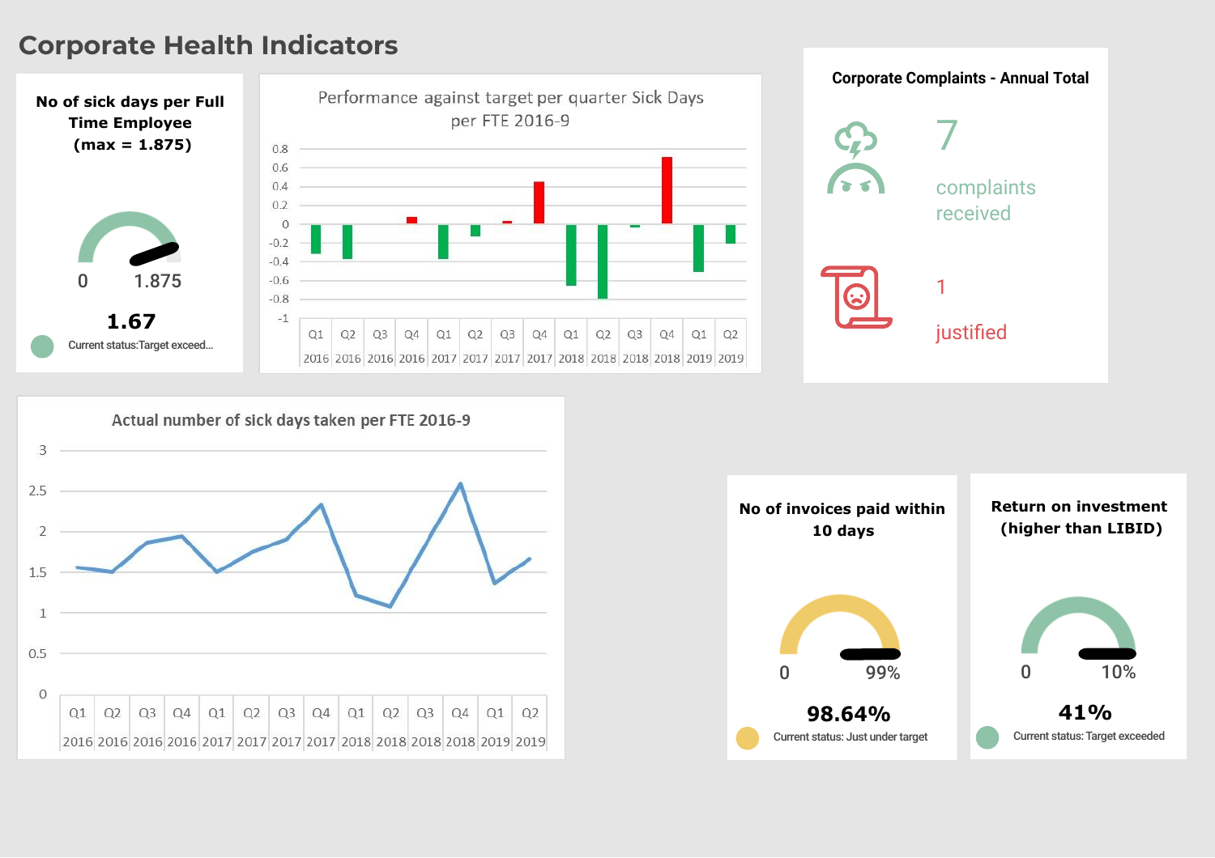# Corporate Health Indicators

**No of sick days per Full Time Employee (max = 1.875)**

0 1.875

**1.67**

Current status:Target exceed...

Performance against target per quarter Sick Days per FTE 2016-9

0.8
0.6
0.4
0.2
0
-0.2
-0.4
-0.6
-0.8
-1

Q1 2016 Q2 2016 Q3 2016 Q4 2016 Q1 2017 Q2 2017 Q3 2017 Q4 2017 Q1 2018 Q2 2018 Q3 2018 Q4 2018 Q1 2019 Q2 2019

**Corporate Complaints - Annual Total**

7

complaints received

1

justified

Actual number of sick days taken per FTE 2016-9

3
2.5
2
1.5
1
0.5
0

Q1 2016 Q2 2016 Q3 2016 Q4 2016 Q1 2017 Q2 2017 Q3 2017 Q4 2017 Q1 2018 Q2 2018 Q3 2018 Q4 2018 Q1 2019 Q2 2019

**No of invoices paid within 10 days**

0 99%

**98.64%**

Current status: Just under target

**Return on investment (higher than LIBID)**

0 10%

**41%**

Current status: Target exceeded